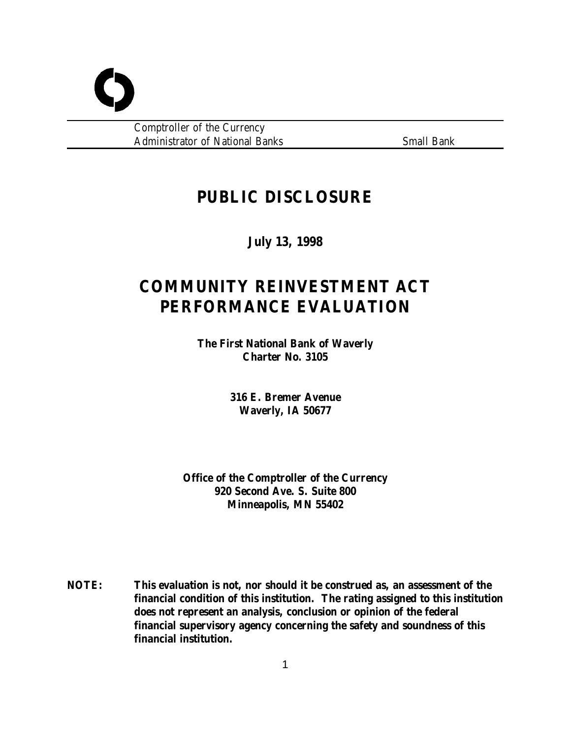Comptroller of the Currency
Administrator of National Banks — Small Bank

# PUBLIC DISCLOSURE

**July 13, 1998**

# COMMUNITY REINVESTMENT ACT PERFORMANCE EVALUATION

**The First National Bank of Waverly**
**Charter No. 3105**

**316 E. Bremer Avenue**
**Waverly, IA 50677**

**Office of the Comptroller of the Currency**
**920 Second Ave. S. Suite 800**
**Minneapolis, MN 55402**

**NOTE: This evaluation is not, nor should it be construed as, an assessment of the financial condition of this institution. The rating assigned to this institution does not represent an analysis, conclusion or opinion of the federal financial supervisory agency concerning the safety and soundness of this financial institution.**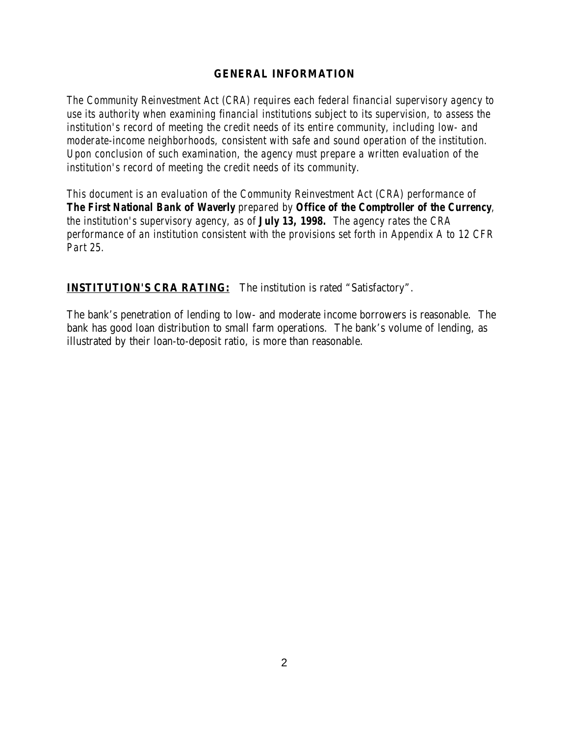## GENERAL INFORMATION

*The Community Reinvestment Act (CRA) requires each federal financial supervisory agency to use its authority when examining financial institutions subject to its supervision, to assess the institution's record of meeting the credit needs of its entire community, including low- and moderate-income neighborhoods, consistent with safe and sound operation of the institution. Upon conclusion of such examination, the agency must prepare a written evaluation of the institution's record of meeting the credit needs of its community.*

*This document is an evaluation of the Community Reinvestment Act (CRA) performance of* **The First National Bank of Waverly** *prepared by* **Office of the Comptroller of the Currency**, *the institution's supervisory agency, as of* **July 13, 1998.** *The agency rates the CRA performance of an institution consistent with the provisions set forth in Appendix A to 12 CFR Part 25.*

**INSTITUTION'S CRA RATING:** The institution is rated "Satisfactory".

The bank's penetration of lending to low- and moderate income borrowers is reasonable. The bank has good loan distribution to small farm operations. The bank's volume of lending, as illustrated by their loan-to-deposit ratio, is more than reasonable.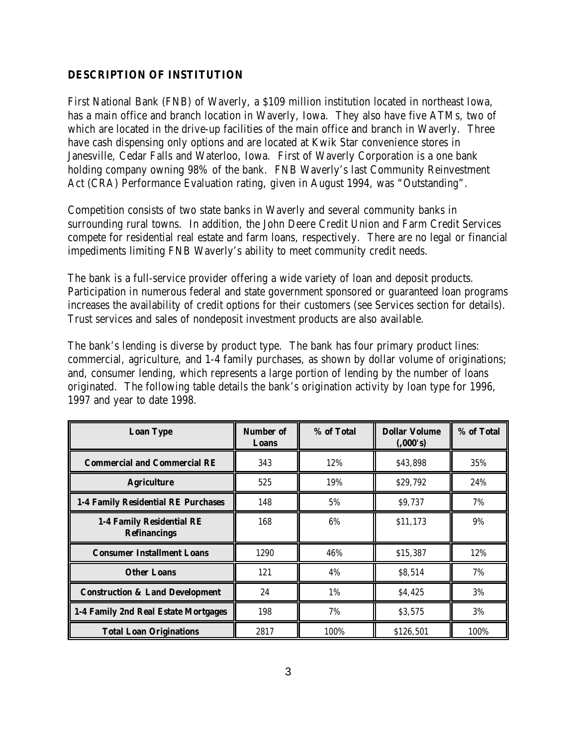## DESCRIPTION OF INSTITUTION

First National Bank (FNB) of Waverly, a $109 million institution located in northeast Iowa, has a main office and branch location in Waverly, Iowa. They also have five ATMs, two of which are located in the drive-up facilities of the main office and branch in Waverly. Three have cash dispensing only options and are located at Kwik Star convenience stores in Janesville, Cedar Falls and Waterloo, Iowa. First of Waverly Corporation is a one bank holding company owning 98% of the bank. FNB Waverly's last Community Reinvestment Act (CRA) Performance Evaluation rating, given in August 1994, was "Outstanding".

Competition consists of two state banks in Waverly and several community banks in surrounding rural towns. In addition, the John Deere Credit Union and Farm Credit Services compete for residential real estate and farm loans, respectively. There are no legal or financial impediments limiting FNB Waverly's ability to meet community credit needs.

The bank is a full-service provider offering a wide variety of loan and deposit products. Participation in numerous federal and state government sponsored or guaranteed loan programs increases the availability of credit options for their customers (see Services section for details). Trust services and sales of nondeposit investment products are also available.

The bank's lending is diverse by product type. The bank has four primary product lines: commercial, agriculture, and 1-4 family purchases, as shown by dollar volume of originations; and, consumer lending, which represents a large portion of lending by the number of loans originated. The following table details the bank's origination activity by loan type for 1996, 1997 and year to date 1998.

| Loan Type | Number of Loans | % of Total | Dollar Volume (,000's) | % of Total |
|---|---|---|---|---|
| **Commercial and Commercial RE** | 343 | 12% | $43,898 | 35% |
| **Agriculture** | 525 | 19% | $29,792 | 24% |
| **1-4 Family Residential RE Purchases** | 148 | 5% | $9,737 | 7% |
| **1-4 Family Residential RE Refinancings** | 168 | 6% | $11,173 | 9% |
| **Consumer Installment Loans** | 1290 | 46% | $15,387 | 12% |
| **Other Loans** | 121 | 4% | $8,514 | 7% |
| **Construction & Land Development** | 24 | 1% | $4,425 | 3% |
| **1-4 Family 2nd Real Estate Mortgages** | 198 | 7% | $3,575 | 3% |
| **Total Loan Originations** | 2817 | 100% | $126,501 | 100% |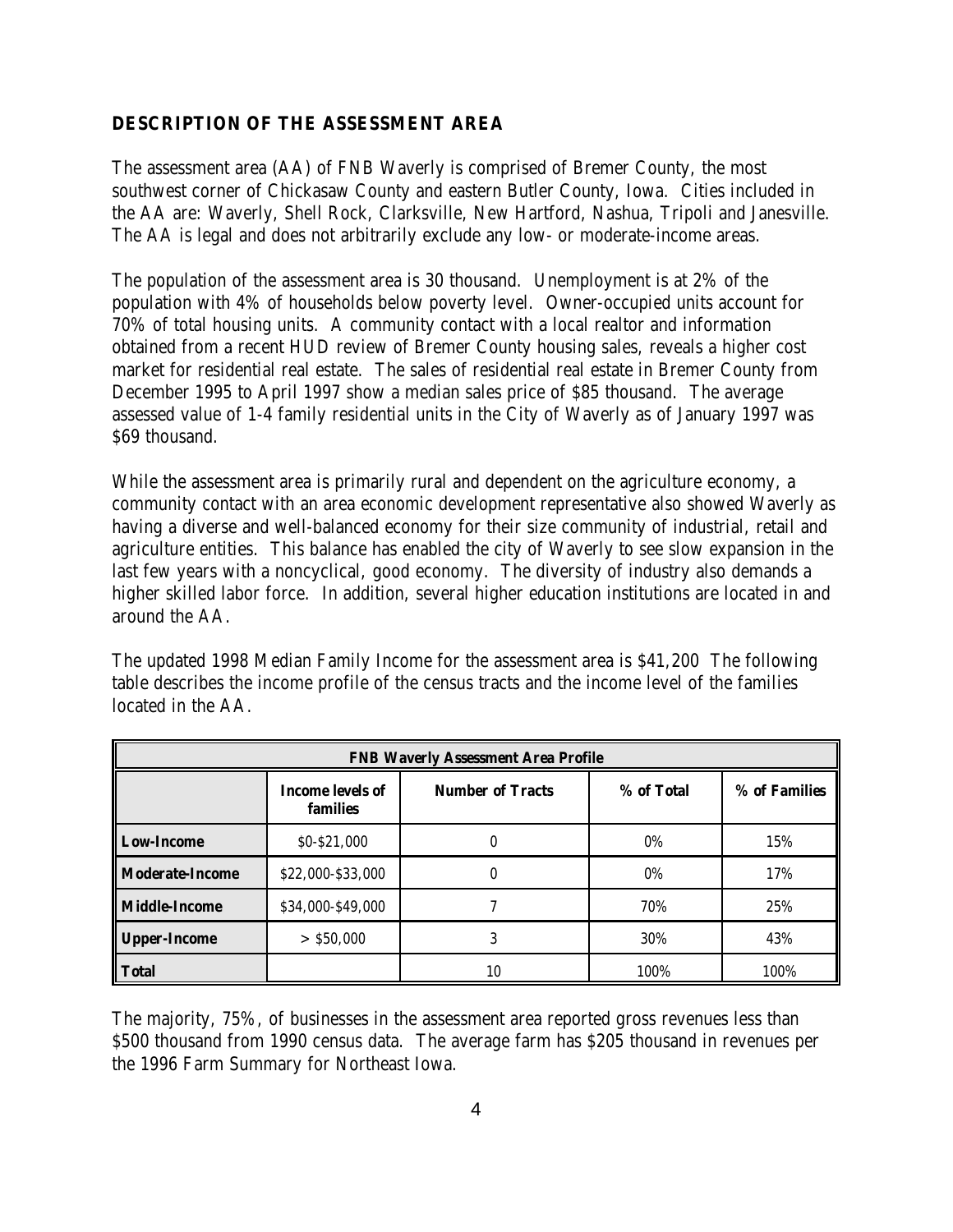## DESCRIPTION OF THE ASSESSMENT AREA

The assessment area (AA) of FNB Waverly is comprised of Bremer County, the most southwest corner of Chickasaw County and eastern Butler County, Iowa. Cities included in the AA are: Waverly, Shell Rock, Clarksville, New Hartford, Nashua, Tripoli and Janesville. The AA is legal and does not arbitrarily exclude any low- or moderate-income areas.

The population of the assessment area is 30 thousand. Unemployment is at 2% of the population with 4% of households below poverty level. Owner-occupied units account for 70% of total housing units. A community contact with a local realtor and information obtained from a recent HUD review of Bremer County housing sales, reveals a higher cost market for residential real estate. The sales of residential real estate in Bremer County from December 1995 to April 1997 show a median sales price of $85 thousand. The average assessed value of 1-4 family residential units in the City of Waverly as of January 1997 was $69 thousand.

While the assessment area is primarily rural and dependent on the agriculture economy, a community contact with an area economic development representative also showed Waverly as having a diverse and well-balanced economy for their size community of industrial, retail and agriculture entities. This balance has enabled the city of Waverly to see slow expansion in the last few years with a noncyclical, good economy. The diversity of industry also demands a higher skilled labor force. In addition, several higher education institutions are located in and around the AA.

The updated 1998 Median Family Income for the assessment area is $41,200 The following table describes the income profile of the census tracts and the income level of the families located in the AA.

| FNB Waverly Assessment Area Profile | | | | |
|---|---|---|---|---|
| | **Income levels of families** | **Number of Tracts** | **% of Total** | **% of Families** |
| **Low-Income** | $0-$21,000 | 0 | 0% | 15% |
| **Moderate-Income** | $22,000-$33,000 | 0 | 0% | 17% |
| **Middle-Income** | $34,000-$49,000 | 7 | 70% | 25% |
| **Upper-Income** | > $50,000 | 3 | 30% | 43% |
| **Total** | | 10 | 100% | 100% |

The majority, 75%, of businesses in the assessment area reported gross revenues less than $500 thousand from 1990 census data. The average farm has $205 thousand in revenues per the 1996 Farm Summary for Northeast Iowa.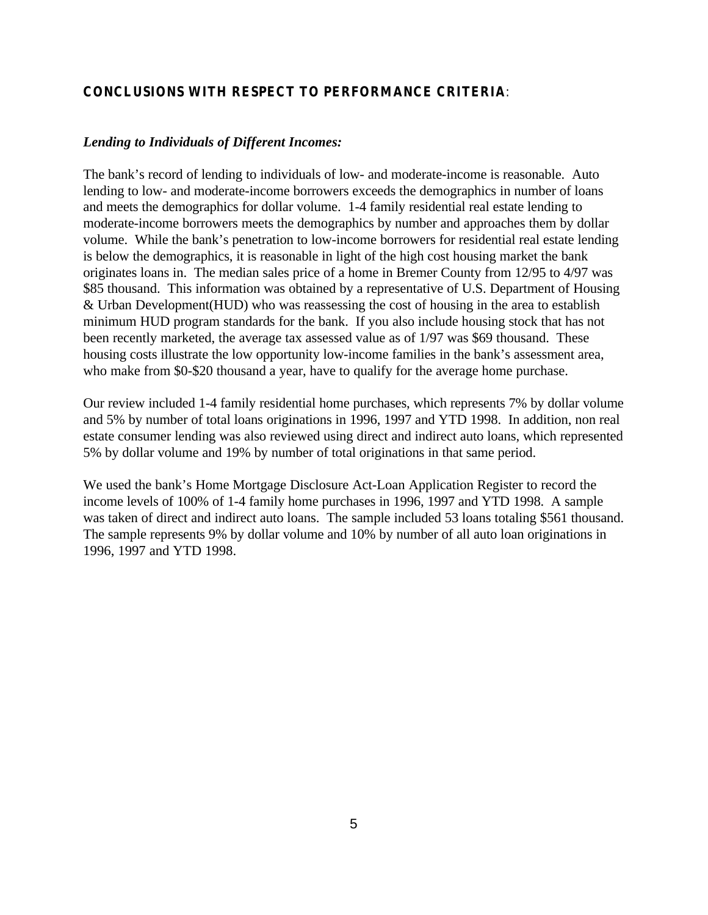**CONCLUSIONS WITH RESPECT TO PERFORMANCE CRITERIA**:

***Lending to Individuals of Different Incomes:***

The bank's record of lending to individuals of low- and moderate-income is reasonable. Auto lending to low- and moderate-income borrowers exceeds the demographics in number of loans and meets the demographics for dollar volume. 1-4 family residential real estate lending to moderate-income borrowers meets the demographics by number and approaches them by dollar volume. While the bank's penetration to low-income borrowers for residential real estate lending is below the demographics, it is reasonable in light of the high cost housing market the bank originates loans in. The median sales price of a home in Bremer County from 12/95 to 4/97 was \$85 thousand. This information was obtained by a representative of U.S. Department of Housing & Urban Development(HUD) who was reassessing the cost of housing in the area to establish minimum HUD program standards for the bank. If you also include housing stock that has not been recently marketed, the average tax assessed value as of 1/97 was \$69 thousand. These housing costs illustrate the low opportunity low-income families in the bank's assessment area, who make from \$0-\$20 thousand a year, have to qualify for the average home purchase.

Our review included 1-4 family residential home purchases, which represents 7% by dollar volume and 5% by number of total loans originations in 1996, 1997 and YTD 1998. In addition, non real estate consumer lending was also reviewed using direct and indirect auto loans, which represented 5% by dollar volume and 19% by number of total originations in that same period.

We used the bank's Home Mortgage Disclosure Act-Loan Application Register to record the income levels of 100% of 1-4 family home purchases in 1996, 1997 and YTD 1998. A sample was taken of direct and indirect auto loans. The sample included 53 loans totaling \$561 thousand. The sample represents 9% by dollar volume and 10% by number of all auto loan originations in 1996, 1997 and YTD 1998.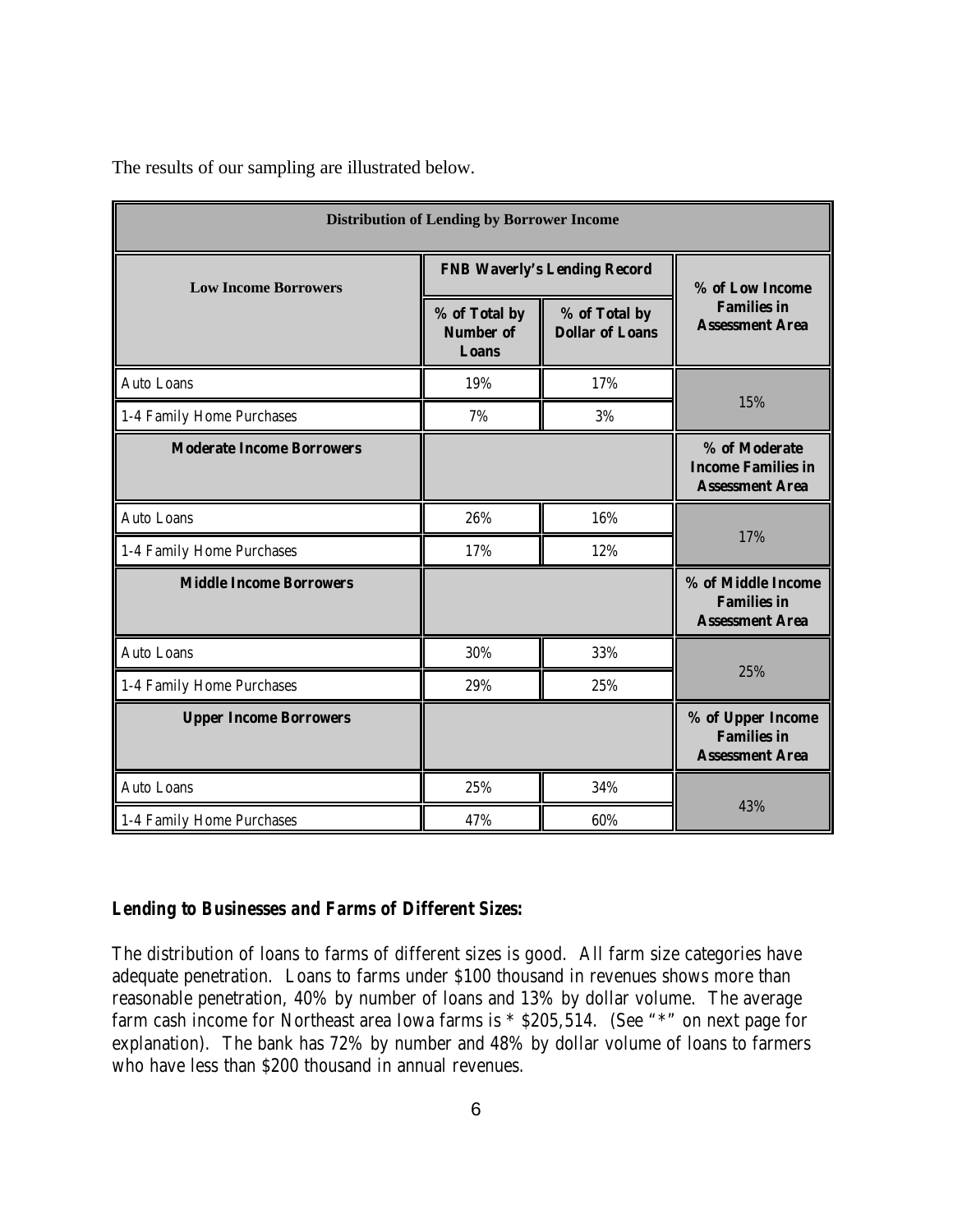The results of our sampling are illustrated below.

| Distribution of Lending by Borrower Income | | | |
|---|---|---|---|
| **Low Income Borrowers** | **FNB Waverly's Lending Record** | | **% of Low Income Families in Assessment Area** |
| | **% of Total by Number of Loans** | **% of Total by Dollar of Loans** | |
| Auto Loans | 19% | 17% | 15% |
| 1-4 Family Home Purchases | 7% | 3% | |
| **Moderate Income Borrowers** | | | **% of Moderate Income Families in Assessment Area** |
| Auto Loans | 26% | 16% | 17% |
| 1-4 Family Home Purchases | 17% | 12% | |
| **Middle Income Borrowers** | | | **% of Middle Income Families in Assessment Area** |
| Auto Loans | 30% | 33% | 25% |
| 1-4 Family Home Purchases | 29% | 25% | |
| **Upper Income Borrowers** | | | **% of Upper Income Families in Assessment Area** |
| Auto Loans | 25% | 34% | 43% |
| 1-4 Family Home Purchases | 47% | 60% | |

### *Lending to Businesses and Farms of Different Sizes:*

The distribution of loans to farms of different sizes is good. All farm size categories have adequate penetration. Loans to farms under $100 thousand in revenues shows more than reasonable penetration, 40% by number of loans and 13% by dollar volume. The average farm cash income for Northeast area Iowa farms is * $205,514. (See "*" on next page for explanation). The bank has 72% by number and 48% by dollar volume of loans to farmers who have less than $200 thousand in annual revenues.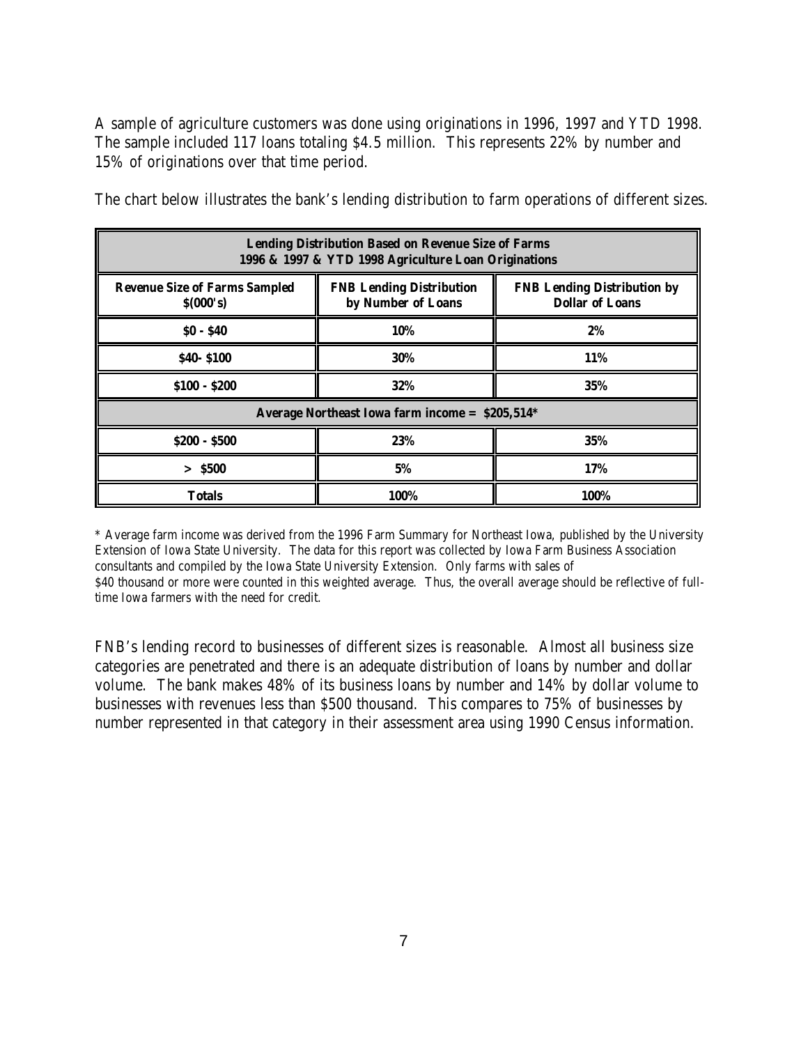A sample of agriculture customers was done using originations in 1996, 1997 and YTD 1998. The sample included 117 loans totaling $4.5 million. This represents 22% by number and 15% of originations over that time period.

The chart below illustrates the bank's lending distribution to farm operations of different sizes.

| Lending Distribution Based on Revenue Size of Farms 1996 & 1997 & YTD 1998 Agriculture Loan Originations | | |
|---|---|---|
| **Revenue Size of Farms Sampled $(000's)** | **FNB Lending Distribution by Number of Loans** | **FNB Lending Distribution by Dollar of Loans** |
| **$0 - $40** | **10%** | **2%** |
| **$40- $100** | **30%** | **11%** |
| **$100 - $200** | **32%** | **35%** |
| **Average Northeast Iowa farm income = $205,514*** | | |
| **$200 - $500** | **23%** | **35%** |
| **> $500** | **5%** | **17%** |
| **Totals** | **100%** | **100%** |

* Average farm income was derived from the 1996 Farm Summary for Northeast Iowa, published by the University Extension of Iowa State University. The data for this report was collected by Iowa Farm Business Association consultants and compiled by the Iowa State University Extension. Only farms with sales of $40 thousand or more were counted in this weighted average. Thus, the overall average should be reflective of full-time Iowa farmers with the need for credit.

FNB's lending record to businesses of different sizes is reasonable. Almost all business size categories are penetrated and there is an adequate distribution of loans by number and dollar volume. The bank makes 48% of its business loans by number and 14% by dollar volume to businesses with revenues less than $500 thousand. This compares to 75% of businesses by number represented in that category in their assessment area using 1990 Census information.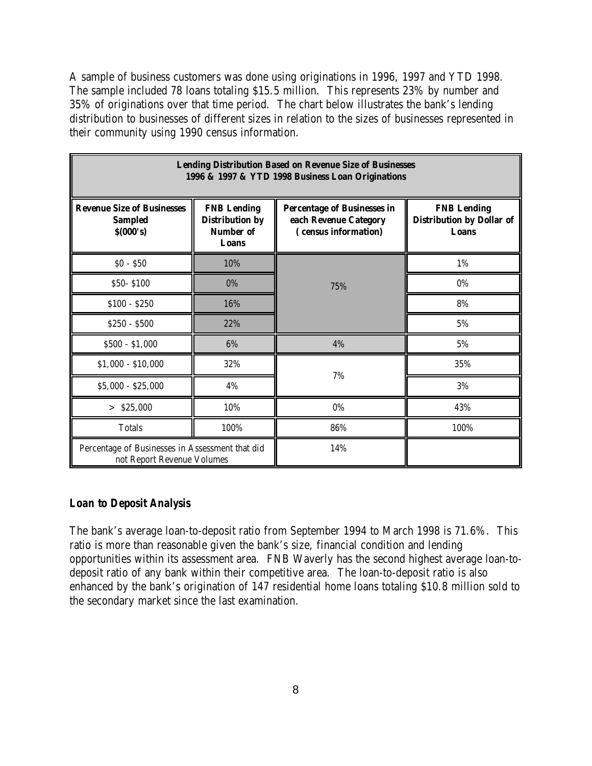A sample of business customers was done using originations in 1996, 1997 and YTD 1998. The sample included 78 loans totaling $15.5 million. This represents 23% by number and 35% of originations over that time period. The chart below illustrates the bank's lending distribution to businesses of different sizes in relation to the sizes of businesses represented in their community using 1990 census information.

| **Lending Distribution Based on Revenue Size of Businesses 1996 & 1997 & YTD 1998 Business Loan Originations** | | | |
|---|---|---|---|
| **Revenue Size of Businesses Sampled $(000's)** | **FNB Lending Distribution by Number of Loans** | **Percentage of Businesses in each Revenue Category (census information)** | **FNB Lending Distribution by Dollar of Loans** |
| $0 - $50 | 10% | 75% | 1% |
| $50- $100 | 0% | | 0% |
| $100 - $250 | 16% | | 8% |
| $250 - $500 | 22% | | 5% |
| $500 - $1,000 | 6% | 4% | 5% |
| $1,000 - $10,000 | 32% | 7% | 35% |
| $5,000 - $25,000 | 4% | | 3% |
| > $25,000 | 10% | 0% | 43% |
| Totals | 100% | 86% | 100% |
| Percentage of Businesses in Assessment that did not Report Revenue Volumes | | 14% | |

### *Loan to Deposit Analysis*

The bank's average loan-to-deposit ratio from September 1994 to March 1998 is 71.6%. This ratio is more than reasonable given the bank's size, financial condition and lending opportunities within its assessment area. FNB Waverly has the second highest average loan-to-deposit ratio of any bank within their competitive area. The loan-to-deposit ratio is also enhanced by the bank's origination of 147 residential home loans totaling $10.8 million sold to the secondary market since the last examination.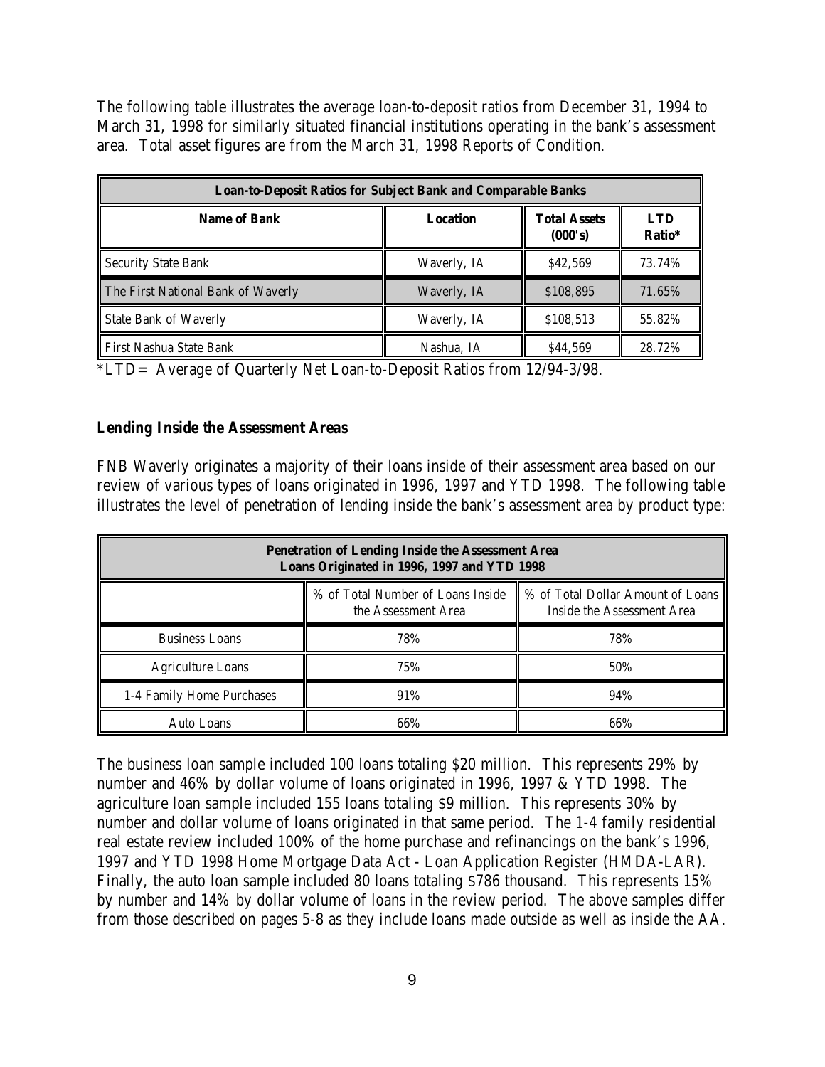The following table illustrates the average loan-to-deposit ratios from December 31, 1994 to March 31, 1998 for similarly situated financial institutions operating in the bank's assessment area. Total asset figures are from the March 31, 1998 Reports of Condition.

| Loan-to-Deposit Ratios for Subject Bank and Comparable Banks | | | |
|---|---|---|---|
| **Name of Bank** | **Location** | **Total Assets (000's)** | **LTD Ratio*** |
| Security State Bank | Waverly, IA | $42,569 | 73.74% |
| The First National Bank of Waverly | Waverly, IA | $108,895 | 71.65% |
| State Bank of Waverly | Waverly, IA | $108,513 | 55.82% |
| First Nashua State Bank | Nashua, IA | $44,569 | 28.72% |

*LTD= Average of Quarterly Net Loan-to-Deposit Ratios from 12/94-3/98.

### Lending Inside the Assessment Areas

FNB Waverly originates a majority of their loans inside of their assessment area based on our review of various types of loans originated in 1996, 1997 and YTD 1998. The following table illustrates the level of penetration of lending inside the bank's assessment area by product type:

| Penetration of Lending Inside the Assessment Area Loans Originated in 1996, 1997 and YTD 1998 | | |
|---|---|---|
| | % of Total Number of Loans Inside the Assessment Area | % of Total Dollar Amount of Loans Inside the Assessment Area |
| Business Loans | 78% | 78% |
| Agriculture Loans | 75% | 50% |
| 1-4 Family Home Purchases | 91% | 94% |
| Auto Loans | 66% | 66% |

The business loan sample included 100 loans totaling $20 million. This represents 29% by number and 46% by dollar volume of loans originated in 1996, 1997 & YTD 1998. The agriculture loan sample included 155 loans totaling $9 million. This represents 30% by number and dollar volume of loans originated in that same period. The 1-4 family residential real estate review included 100% of the home purchase and refinancings on the bank's 1996, 1997 and YTD 1998 Home Mortgage Data Act - Loan Application Register (HMDA-LAR). Finally, the auto loan sample included 80 loans totaling $786 thousand. This represents 15% by number and 14% by dollar volume of loans in the review period. The above samples differ from those described on pages 5-8 as they include loans made outside as well as inside the AA.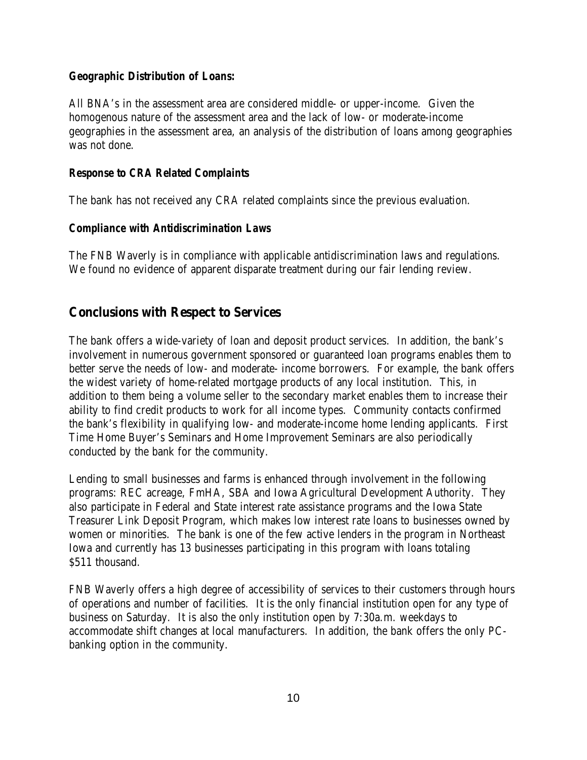**Geographic Distribution of Loans:**

All BNA's in the assessment area are considered middle- or upper-income. Given the homogenous nature of the assessment area and the lack of low- or moderate-income geographies in the assessment area, an analysis of the distribution of loans among geographies was not done.

**Response to CRA Related Complaints**

The bank has not received any CRA related complaints since the previous evaluation.

**Compliance with Antidiscrimination Laws**

The FNB Waverly is in compliance with applicable antidiscrimination laws and regulations. We found no evidence of apparent disparate treatment during our fair lending review.

## Conclusions with Respect to Services

The bank offers a wide-variety of loan and deposit product services. In addition, the bank's involvement in numerous government sponsored or guaranteed loan programs enables them to better serve the needs of low- and moderate- income borrowers. For example, the bank offers the widest variety of home-related mortgage products of any local institution. This, in addition to them being a volume seller to the secondary market enables them to increase their ability to find credit products to work for all income types. Community contacts confirmed the bank's flexibility in qualifying low- and moderate-income home lending applicants. First Time Home Buyer's Seminars and Home Improvement Seminars are also periodically conducted by the bank for the community.

Lending to small businesses and farms is enhanced through involvement in the following programs: REC acreage, FmHA, SBA and Iowa Agricultural Development Authority. They also participate in Federal and State interest rate assistance programs and the Iowa State Treasurer Link Deposit Program, which makes low interest rate loans to businesses owned by women or minorities. The bank is one of the few active lenders in the program in Northeast Iowa and currently has 13 businesses participating in this program with loans totaling $511 thousand.

FNB Waverly offers a high degree of accessibility of services to their customers through hours of operations and number of facilities. It is the only financial institution open for any type of business on Saturday. It is also the only institution open by 7:30a.m. weekdays to accommodate shift changes at local manufacturers. In addition, the bank offers the only PC-banking option in the community.